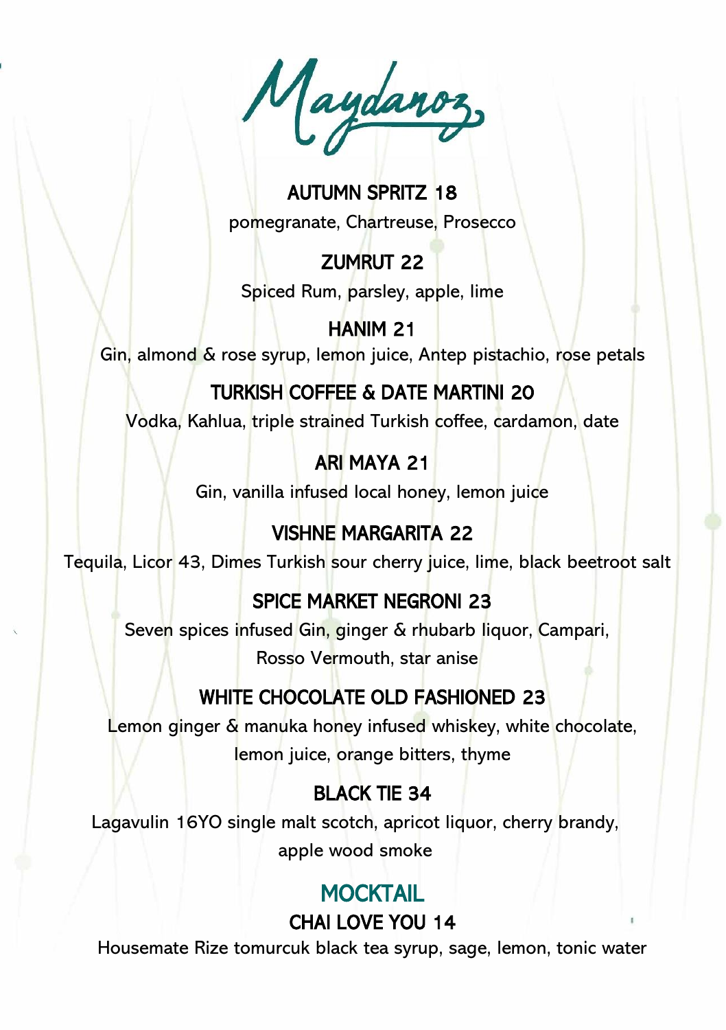# Maydanoz

## AUTUMN SPRITZ 18

pomegranate, Chartreuse, Prosecco

## ZUMRUT 22

Spiced Rum, parsley, apple, lime

## HANIM 21

Gin, almond & rose syrup, lemon juice, Antep pistachio, rose petals

## TURKISH COFFEE & DATE MARTINI 20

Vodka, Kahlua, triple strained Turkish coffee, cardamon, date

## ARI MAYA 21

Gin, vanilla infused local honey, lemon juice

## VISHNE MARGARITA 22

Tequila, Licor 43, Dimes Turkish sour cherry juice, lime, black beetroot salt

## SPICE MARKET NEGRONI 23

Seven spices infused Gin, ginger & rhubarb liquor, Campari,
Rosso Vermouth, star anise

## WHITE CHOCOLATE OLD FASHIONED 23

Lemon ginger & manuka honey infused whiskey, white chocolate,
lemon juice, orange bitters, thyme

## BLACK TIE 34

Lagavulin 16YO single malt scotch, apricot liquor, cherry brandy,
apple wood smoke

# MOCKTAIL

## CHAI LOVE YOU 14

Housemate Rize tomurcuk black tea syrup, sage, lemon, tonic water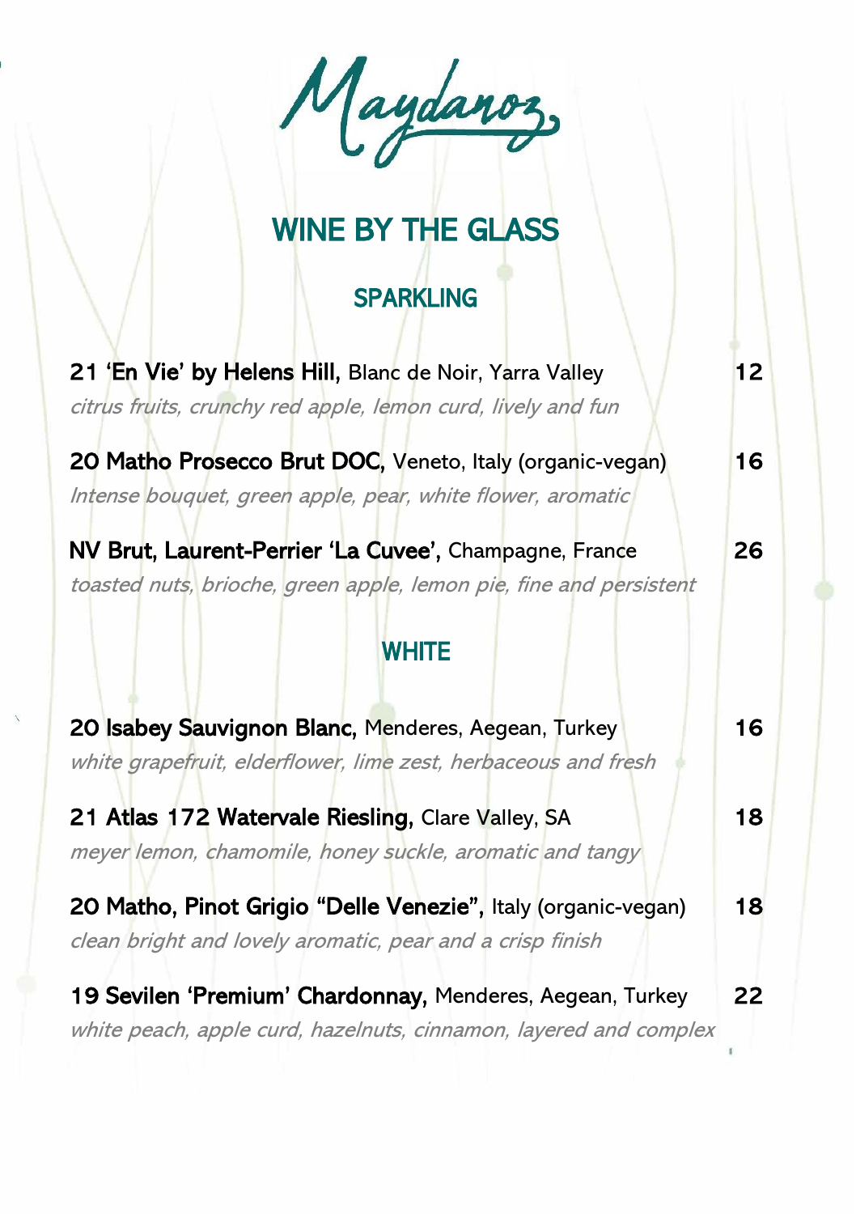# Maydanoz

## WINE BY THE GLASS

### SPARKLING

**21 'En Vie' by Helens Hill,** Blanc de Noir, Yarra Valley — **12**
*citrus fruits, crunchy red apple, lemon curd, lively and fun*

**20 Matho Prosecco Brut DOC,** Veneto, Italy (organic-vegan) — **16**
*Intense bouquet, green apple, pear, white flower, aromatic*

**NV Brut, Laurent-Perrier 'La Cuvee',** Champagne, France — **26**
*toasted nuts, brioche, green apple, lemon pie, fine and persistent*

### WHITE

**20 Isabey Sauvignon Blanc,** Menderes, Aegean, Turkey — **16**
*white grapefruit, elderflower, lime zest, herbaceous and fresh*

**21 Atlas 172 Watervale Riesling,** Clare Valley, SA — **18**
*meyer lemon, chamomile, honey suckle, aromatic and tangy*

**20 Matho, Pinot Grigio "Delle Venezie",** Italy (organic-vegan) — **18**
*clean bright and lovely aromatic, pear and a crisp finish*

**19 Sevilen 'Premium' Chardonnay,** Menderes, Aegean, Turkey — **22**
*white peach, apple curd, hazelnuts, cinnamon, layered and complex*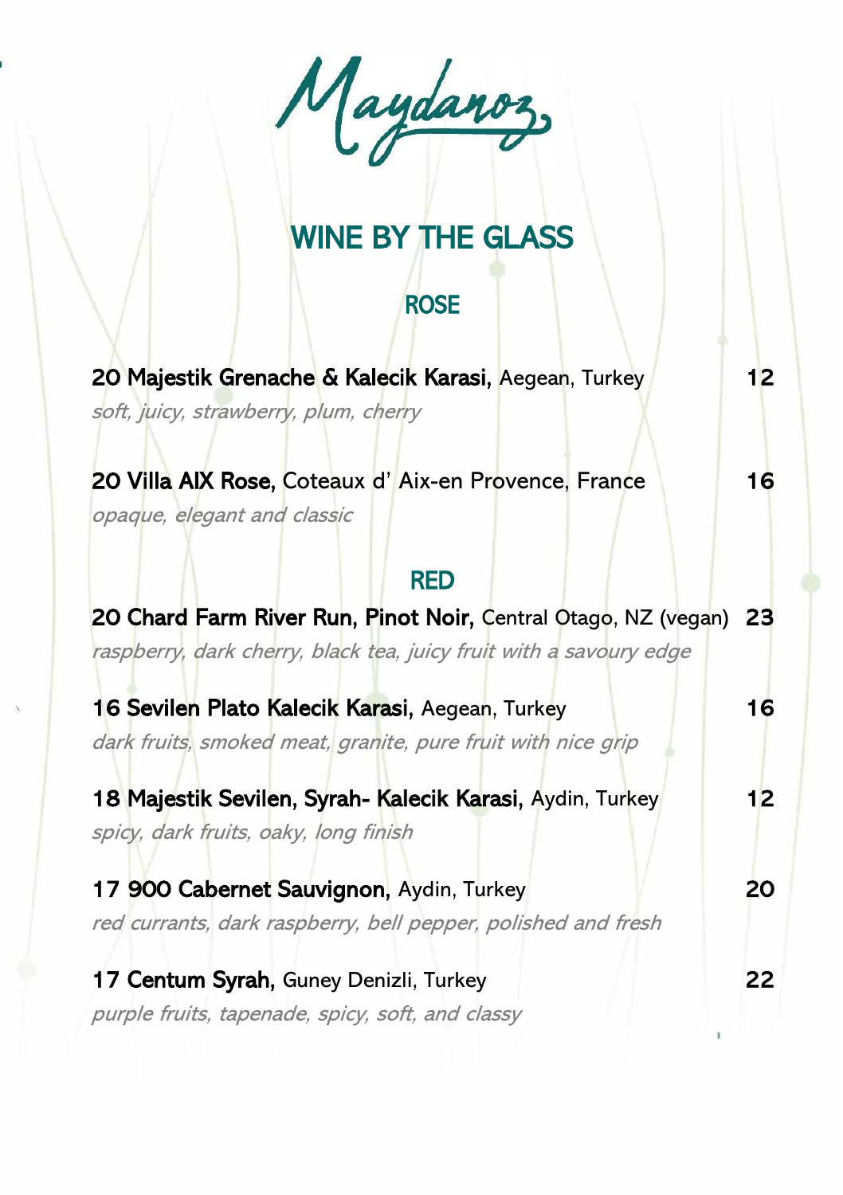# Maydanoz

## WINE BY THE GLASS

### ROSE

**20 Majestik Grenache & Kalecik Karasi,** Aegean, Turkey — **12**
*soft, juicy, strawberry, plum, cherry*

**20 Villa AIX Rose,** Coteaux d' Aix-en Provence, France — **16**
*opaque, elegant and classic*

### RED

**20 Chard Farm River Run, Pinot Noir,** Central Otago, NZ (vegan) — **23**
*raspberry, dark cherry, black tea, juicy fruit with a savoury edge*

**16 Sevilen Plato Kalecik Karasi,** Aegean, Turkey — **16**
*dark fruits, smoked meat, granite, pure fruit with nice grip*

**18 Majestik Sevilen, Syrah- Kalecik Karasi,** Aydin, Turkey — **12**
*spicy, dark fruits, oaky, long finish*

**17 900 Cabernet Sauvignon,** Aydin, Turkey — **20**
*red currants, dark raspberry, bell pepper, polished and fresh*

**17 Centum Syrah,** Guney Denizli, Turkey — **22**
*purple fruits, tapenade, spicy, soft, and classy*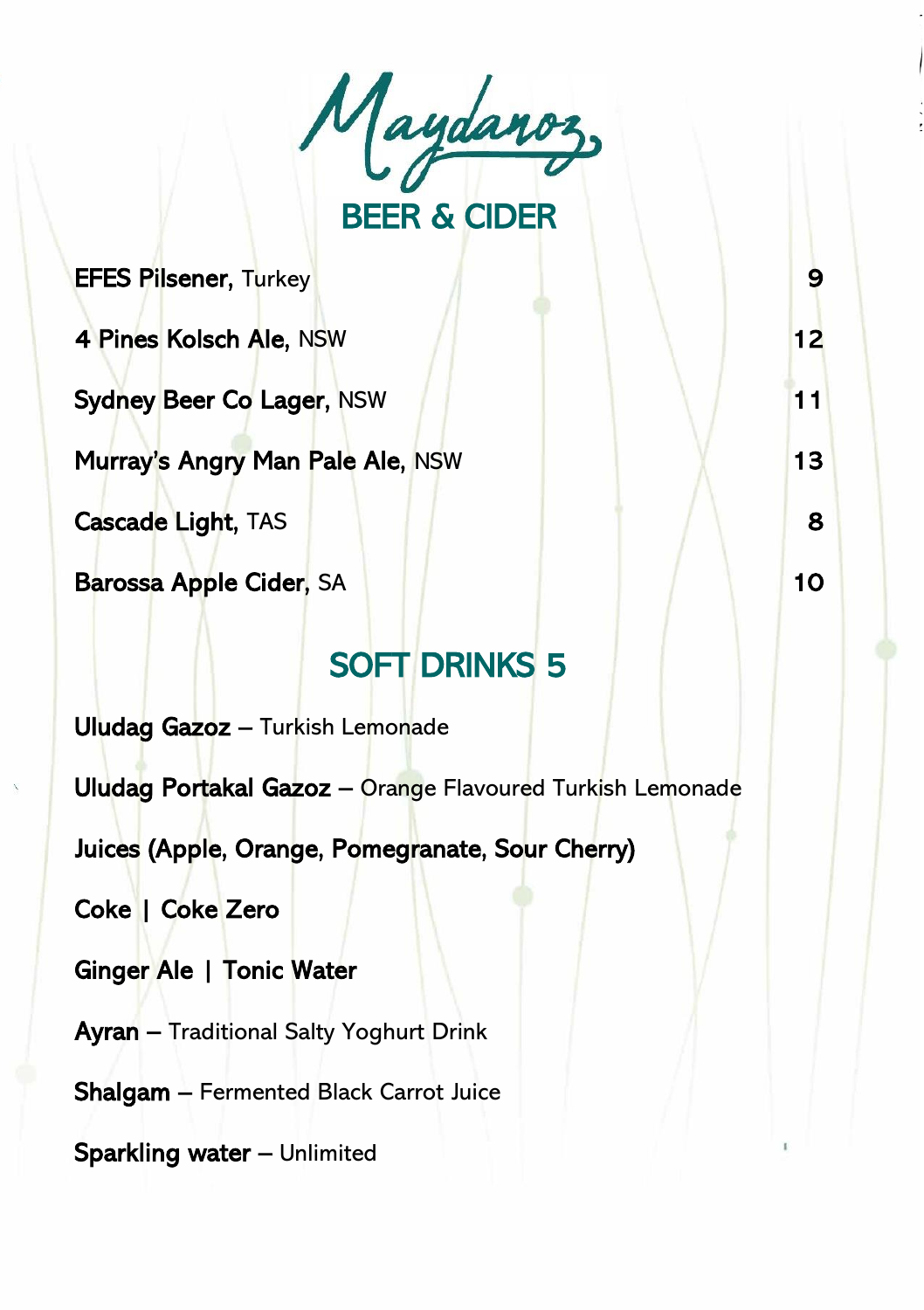# Maydanoz

## BEER & CIDER

| | |
|---|---|
| **EFES Pilsener,** Turkey | 9 |
| **4 Pines Kolsch Ale,** NSW | 12 |
| **Sydney Beer Co Lager,** NSW | 11 |
| **Murray's Angry Man Pale Ale,** NSW | 13 |
| **Cascade Light,** TAS | 8 |
| **Barossa Apple Cider,** SA | 10 |

## SOFT DRINKS 5

**Uludag Gazoz** – Turkish Lemonade

**Uludag Portakal Gazoz** – Orange Flavoured Turkish Lemonade

**Juices (Apple, Orange, Pomegranate, Sour Cherry)**

**Coke | Coke Zero**

**Ginger Ale | Tonic Water**

**Ayran** – Traditional Salty Yoghurt Drink

**Shalgam** – Fermented Black Carrot Juice

**Sparkling water** – Unlimited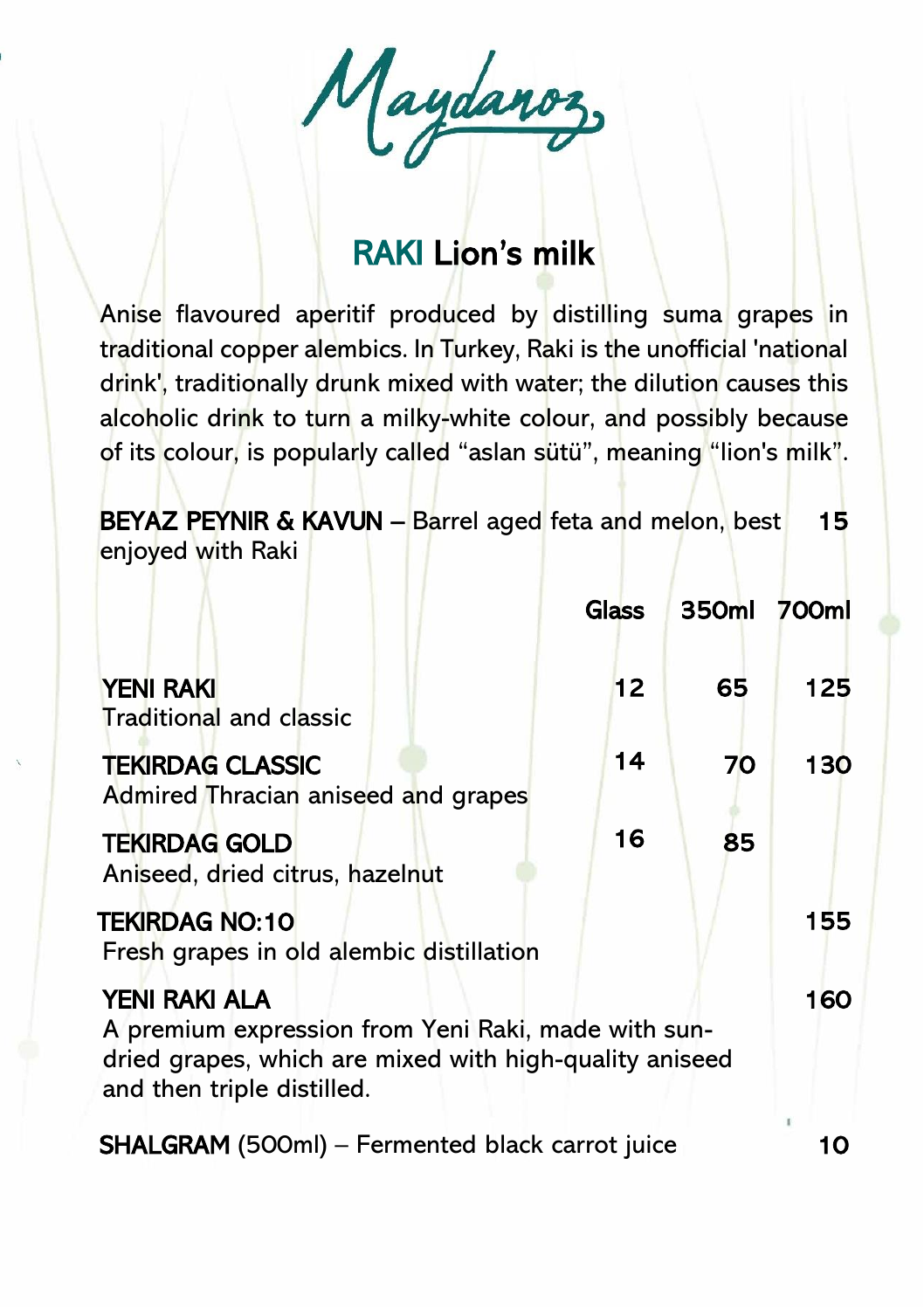# Maydanoz

## RAKI Lion's milk

Anise flavoured aperitif produced by distilling suma grapes in traditional copper alembics. In Turkey, Raki is the unofficial 'national drink', traditionally drunk mixed with water; the dilution causes this alcoholic drink to turn a milky-white colour, and possibly because of its colour, is popularly called "aslan sütü", meaning "lion's milk".

**BEYAZ PEYNIR & KAVUN** – Barrel aged feta and melon, best enjoyed with Raki — **15**

| | Glass | 350ml | 700ml |
|---|---|---|---|
| **YENI RAKI**<br>Traditional and classic | 12 | 65 | 125 |
| **TEKIRDAG CLASSIC**<br>Admired Thracian aniseed and grapes | 14 | 70 | 130 |
| **TEKIRDAG GOLD**<br>Aniseed, dried citrus, hazelnut | 16 | 85 | |
| **TEKIRDAG NO:10**<br>Fresh grapes in old alembic distillation | | | 155 |
| **YENI RAKI ALA**<br>A premium expression from Yeni Raki, made with sun-dried grapes, which are mixed with high-quality aniseed and then triple distilled. | | | 160 |

**SHALGRAM** (500ml) – Fermented black carrot juice — **10**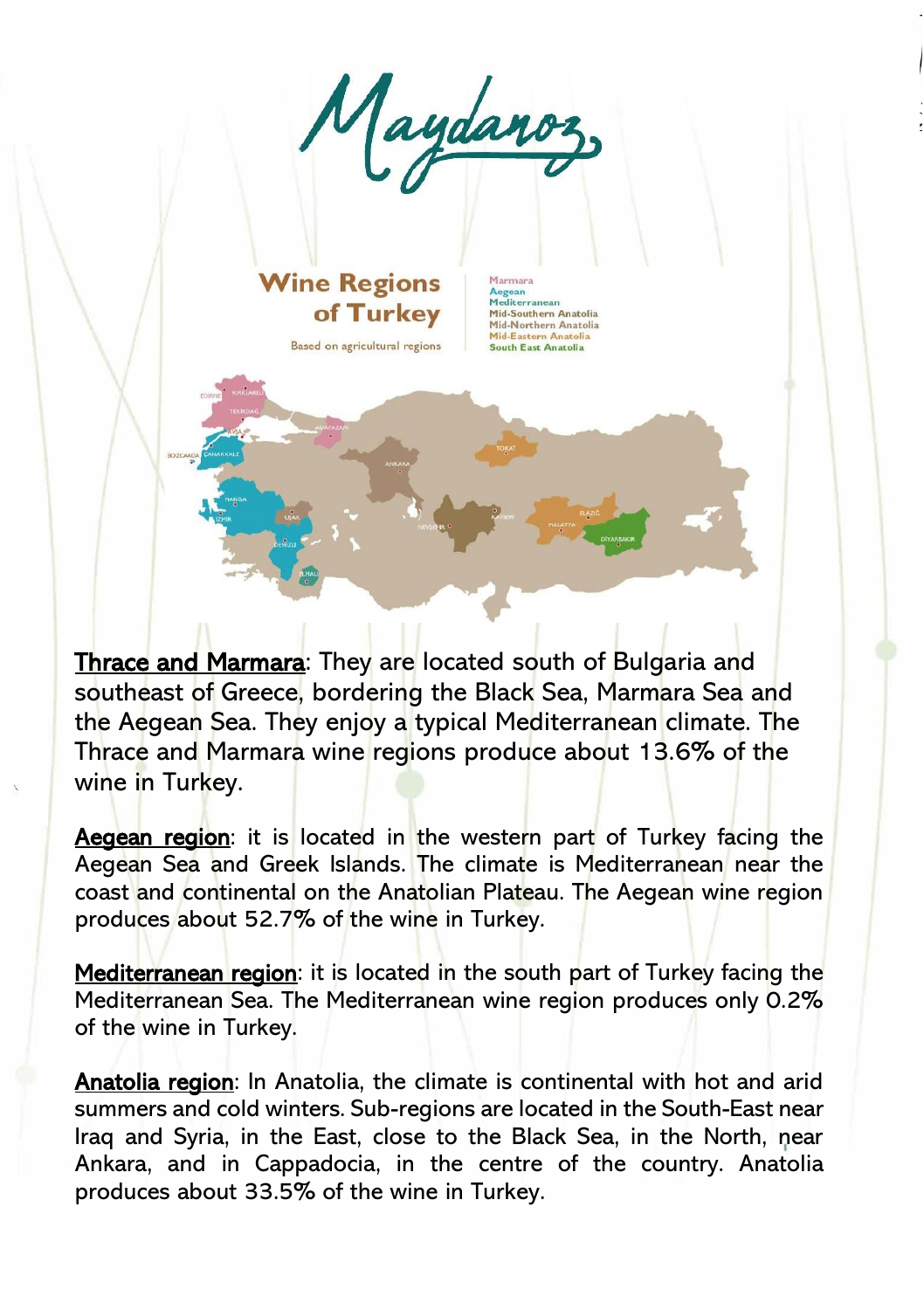# Maydanoz

## Wine Regions of Turkey

Based on agricultural regions

Marmara
Aegean
Mediterranean
Mid-Southern Anatolia
Mid-Northern Anatolia
Mid-Eastern Anatolia
South East Anatolia

EDIRNE, KIRKLARELI, TEKIRDAG, AVSA, BOZCAADA, CANAKKALE, ADAPAZARI, ANKARA, TOKAT, MANISA, IZMIR, USAK, DENIZLI, ELMALI, NEVSEHIR, KAYSERI, ELAZIG, MALATYA, DIYARBAKIR

**Thrace and Marmara**: They are located south of Bulgaria and southeast of Greece, bordering the Black Sea, Marmara Sea and the Aegean Sea. They enjoy a typical Mediterranean climate. The Thrace and Marmara wine regions produce about 13.6% of the wine in Turkey.

**Aegean region**: it is located in the western part of Turkey facing the Aegean Sea and Greek Islands. The climate is Mediterranean near the coast and continental on the Anatolian Plateau. The Aegean wine region produces about 52.7% of the wine in Turkey.

**Mediterranean region**: it is located in the south part of Turkey facing the Mediterranean Sea. The Mediterranean wine region produces only 0.2% of the wine in Turkey.

**Anatolia region**: In Anatolia, the climate is continental with hot and arid summers and cold winters. Sub-regions are located in the South-East near Iraq and Syria, in the East, close to the Black Sea, in the North, near Ankara, and in Cappadocia, in the centre of the country. Anatolia produces about 33.5% of the wine in Turkey.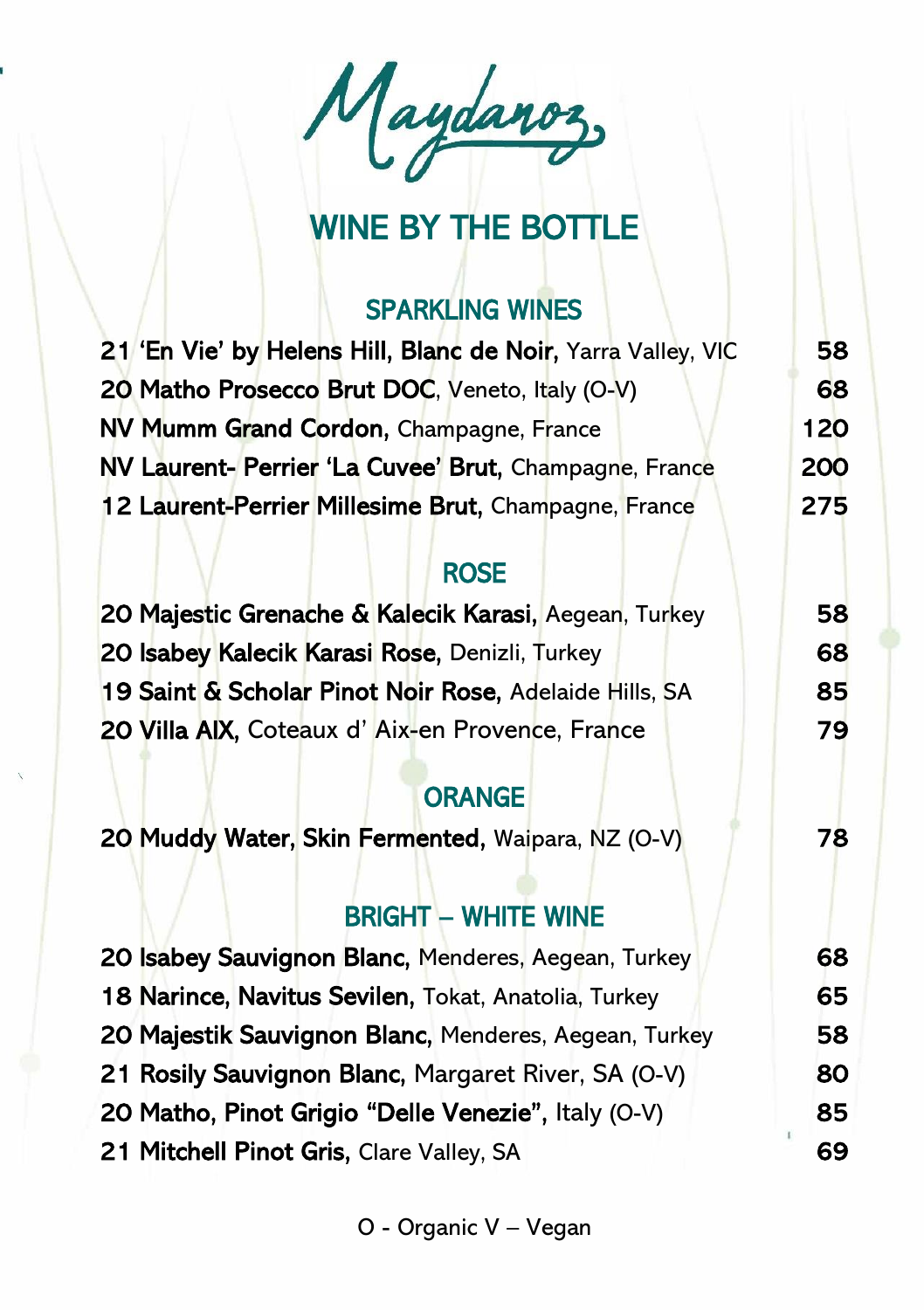# Maydanoz

## WINE BY THE BOTTLE

### SPARKLING WINES

| | |
|---|---|
| **21 'En Vie' by Helens Hill, Blanc de Noir,** Yarra Valley, VIC | 58 |
| **20 Matho Prosecco Brut DOC**, Veneto, Italy (O-V) | 68 |
| **NV Mumm Grand Cordon,** Champagne, France | 120 |
| **NV Laurent- Perrier 'La Cuvee' Brut,** Champagne, France | 200 |
| **12 Laurent-Perrier Millesime Brut,** Champagne, France | 275 |

### ROSE

| | |
|---|---|
| **20 Majestic Grenache & Kalecik Karasi,** Aegean, Turkey | 58 |
| **20 Isabey Kalecik Karasi Rose,** Denizli, Turkey | 68 |
| **19 Saint & Scholar Pinot Noir Rose,** Adelaide Hills, SA | 85 |
| **20 Villa AIX,** Coteaux d' Aix-en Provence, France | 79 |

### ORANGE

| | |
|---|---|
| **20 Muddy Water, Skin Fermented,** Waipara, NZ (O-V) | 78 |

### BRIGHT – WHITE WINE

| | |
|---|---|
| **20 Isabey Sauvignon Blanc,** Menderes, Aegean, Turkey | 68 |
| **18 Narince, Navitus Sevilen,** Tokat, Anatolia, Turkey | 65 |
| **20 Majestik Sauvignon Blanc,** Menderes, Aegean, Turkey | 58 |
| **21 Rosily Sauvignon Blanc,** Margaret River, SA (O-V) | 80 |
| **20 Matho, Pinot Grigio "Delle Venezie",** Italy (O-V) | 85 |
| **21 Mitchell Pinot Gris,** Clare Valley, SA | 69 |

O - Organic V – Vegan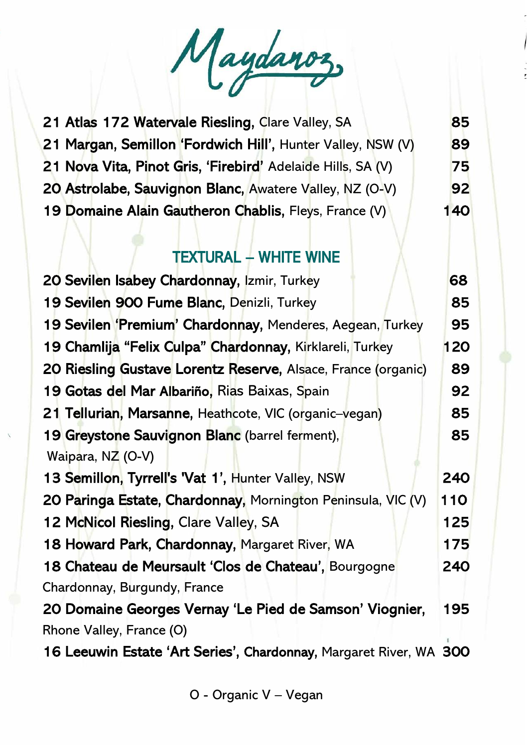# Maydanoz

| Wine | Price |
|---|---|
| **21 Atlas 172 Watervale Riesling,** Clare Valley, SA | 85 |
| **21 Margan, Semillon 'Fordwich Hill',** Hunter Valley, NSW (V) | 89 |
| **21 Nova Vita, Pinot Gris, 'Firebird'** Adelaide Hills, SA (V) | 75 |
| **20 Astrolabe, Sauvignon Blanc,** Awatere Valley, NZ (O-V) | 92 |
| **19 Domaine Alain Gautheron Chablis,** Fleys, France (V) | 140 |

## TEXTURAL – WHITE WINE

| Wine | Price |
|---|---|
| **20 Sevilen Isabey Chardonnay,** Izmir, Turkey | 68 |
| **19 Sevilen 900 Fume Blanc,** Denizli, Turkey | 85 |
| **19 Sevilen 'Premium' Chardonnay,** Menderes, Aegean, Turkey | 95 |
| **19 Chamlija "Felix Culpa" Chardonnay,** Kirklareli, Turkey | 120 |
| **20 Riesling Gustave Lorentz Reserve,** Alsace, France (organic) | 89 |
| **19 Gotas del Mar Albariño,** Rias Baixas, Spain | 92 |
| **21 Tellurian, Marsanne,** Heathcote, VIC (organic–vegan) | 85 |
| **19 Greystone Sauvignon Blanc** (barrel ferment), Waipara, NZ (O-V) | 85 |
| **13 Semillon, Tyrrell's 'Vat 1',** Hunter Valley, NSW | 240 |
| **20 Paringa Estate, Chardonnay,** Mornington Peninsula, VIC (V) | 110 |
| **12 McNicol Riesling,** Clare Valley, SA | 125 |
| **18 Howard Park, Chardonnay,** Margaret River, WA | 175 |
| **18 Chateau de Meursault 'Clos de Chateau',** Bourgogne Chardonnay, Burgundy, France | 240 |
| **20 Domaine Georges Vernay 'Le Pied de Samson' Viognier,** Rhone Valley, France (O) | 195 |
| **16 Leeuwin Estate 'Art Series', Chardonnay,** Margaret River, WA | 300 |

O - Organic V – Vegan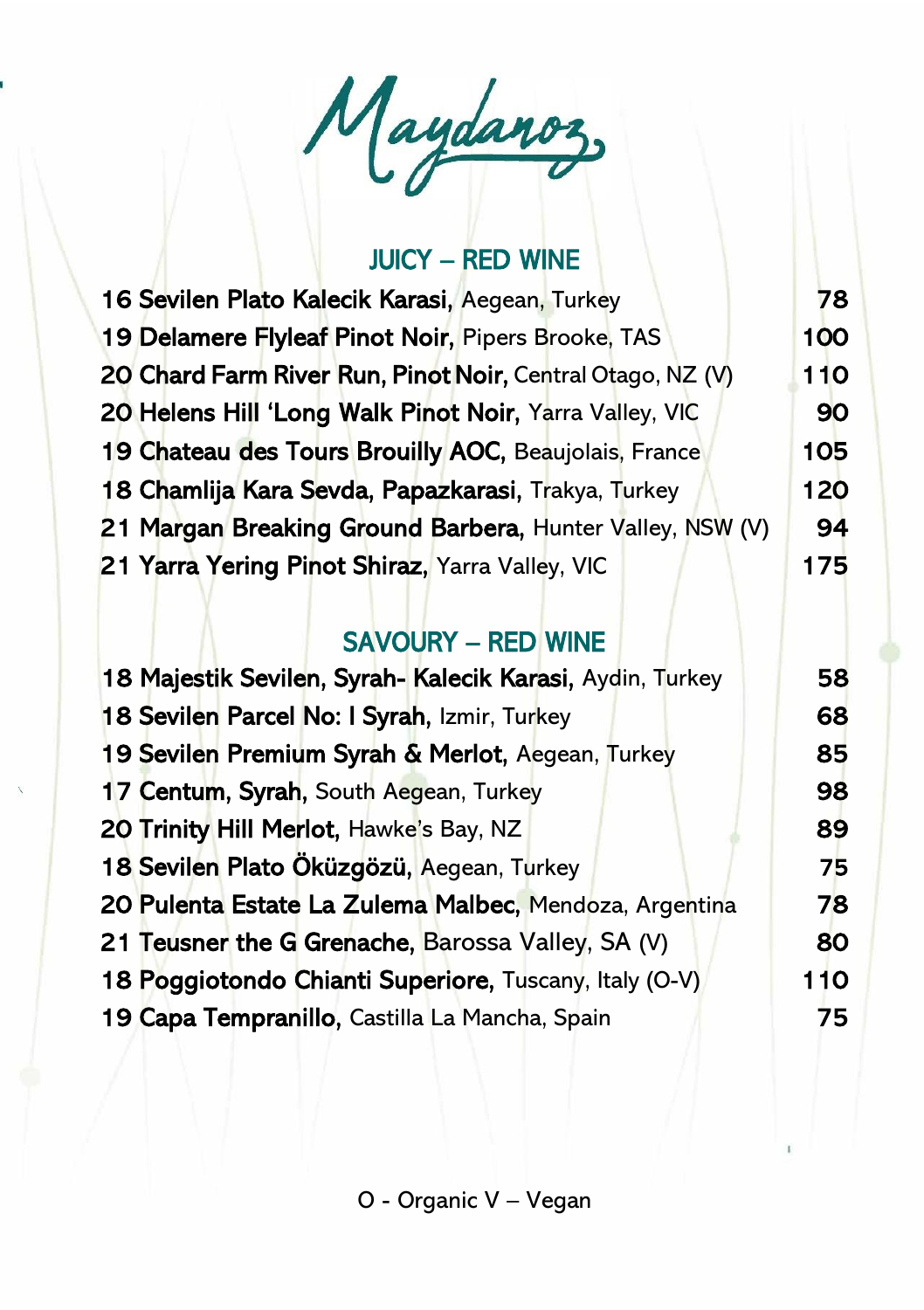# Maydanoz

## JUICY – RED WINE

| Wine | Price |
|---|---|
| 16 **Sevilen Plato Kalecik Karasi,** Aegean, Turkey | 78 |
| 19 **Delamere Flyleaf Pinot Noir,** Pipers Brooke, TAS | 100 |
| 20 **Chard Farm River Run, Pinot Noir,** Central Otago, NZ (V) | 110 |
| 20 **Helens Hill 'Long Walk Pinot Noir,** Yarra Valley, VIC | 90 |
| 19 **Chateau des Tours Brouilly AOC,** Beaujolais, France | 105 |
| 18 **Chamlija Kara Sevda, Papazkarasi,** Trakya, Turkey | 120 |
| 21 **Margan Breaking Ground Barbera,** Hunter Valley, NSW (V) | 94 |
| 21 **Yarra Yering Pinot Shiraz,** Yarra Valley, VIC | 175 |

## SAVOURY – RED WINE

| Wine | Price |
|---|---|
| 18 **Majestik Sevilen, Syrah- Kalecik Karasi,** Aydin, Turkey | 58 |
| 18 **Sevilen Parcel No: I Syrah,** Izmir, Turkey | 68 |
| 19 **Sevilen Premium Syrah & Merlot,** Aegean, Turkey | 85 |
| 17 **Centum, Syrah,** South Aegean, Turkey | 98 |
| 20 **Trinity Hill Merlot,** Hawke's Bay, NZ | 89 |
| 18 **Sevilen Plato Öküzgözü,** Aegean, Turkey | 75 |
| 20 **Pulenta Estate La Zulema Malbec,** Mendoza, Argentina | 78 |
| 21 **Teusner the G Grenache,** Barossa Valley, SA (V) | 80 |
| 18 **Poggiotondo Chianti Superiore,** Tuscany, Italy (O-V) | 110 |
| 19 **Capa Tempranillo,** Castilla La Mancha, Spain | 75 |

O - Organic V – Vegan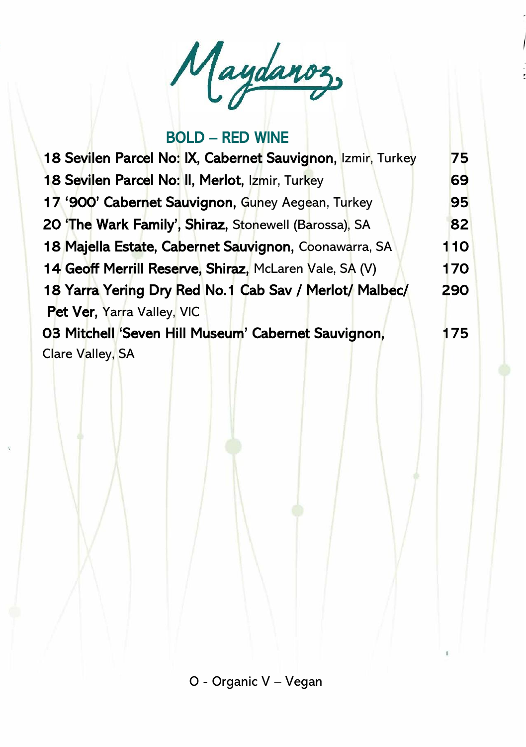# Maydanoz

## BOLD – RED WINE

| Wine | Price |
| --- | --- |
| **18 Sevilen Parcel No: IX, Cabernet Sauvignon,** Izmir, Turkey | 75 |
| **18 Sevilen Parcel No: II, Merlot,** Izmir, Turkey | 69 |
| **17 '900' Cabernet Sauvignon,** Guney Aegean, Turkey | 95 |
| **20 'The Wark Family', Shiraz,** Stonewell (Barossa), SA | 82 |
| **18 Majella Estate, Cabernet Sauvignon,** Coonawarra, SA | 110 |
| **14 Geoff Merrill Reserve, Shiraz,** McLaren Vale, SA (V) | 170 |
| **18 Yarra Yering Dry Red No.1 Cab Sav / Merlot/ Malbec/ Pet Ver,** Yarra Valley, VIC | 290 |
| **03 Mitchell 'Seven Hill Museum' Cabernet Sauvignon,** Clare Valley, SA | 175 |

O - Organic V – Vegan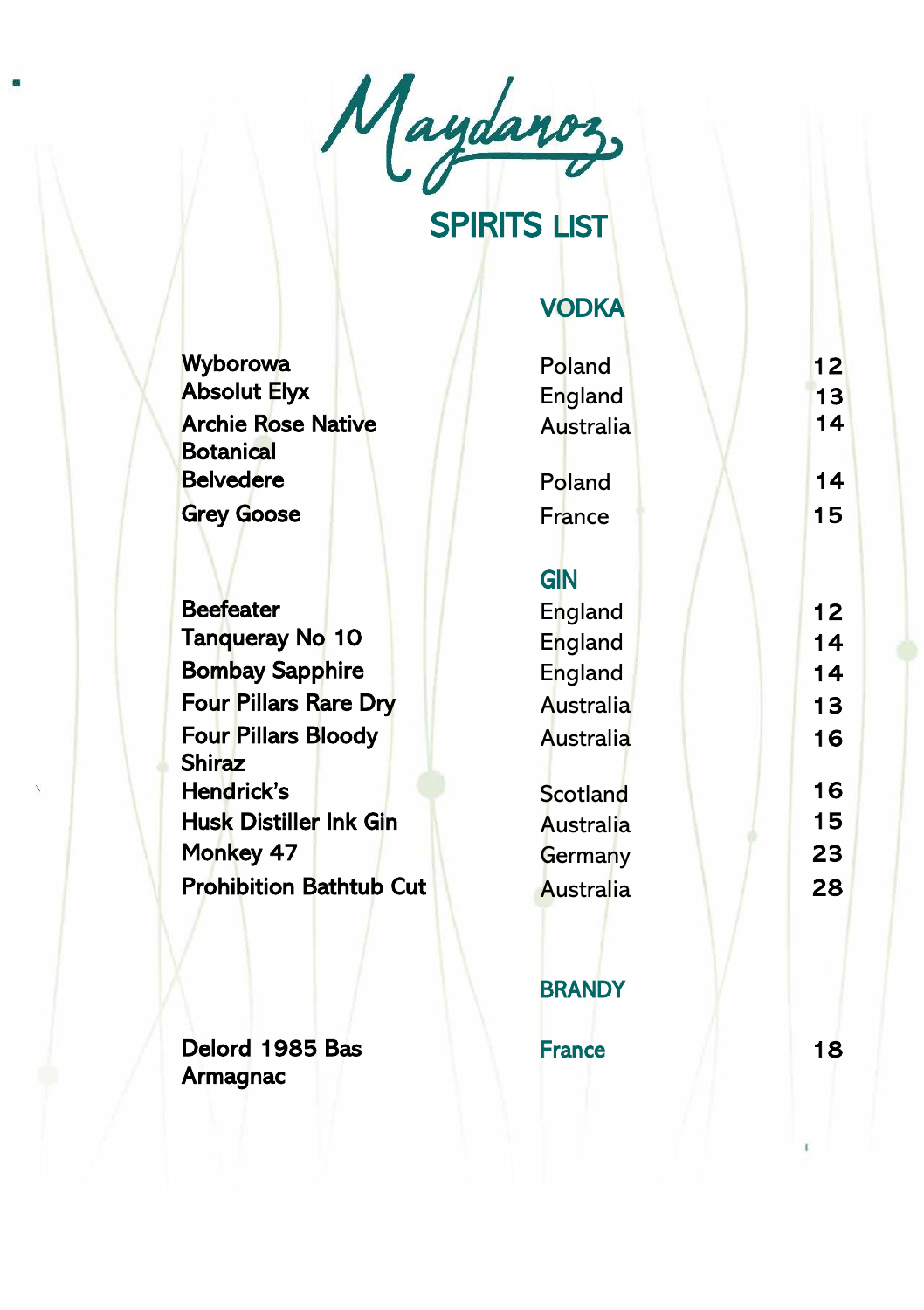# Maydanoz

## SPIRITS LIST

### VODKA

| | | |
|---|---|---|
| **Wyborowa** | Poland | 12 |
| **Absolut Elyx** | England | 13 |
| **Archie Rose Native Botanical** | Australia | 14 |
| **Belvedere** | Poland | 14 |
| **Grey Goose** | France | 15 |

### GIN

| | | |
|---|---|---|
| **Beefeater** | England | 12 |
| **Tanqueray No 10** | England | 14 |
| **Bombay Sapphire** | England | 14 |
| **Four Pillars Rare Dry** | Australia | 13 |
| **Four Pillars Bloody Shiraz** | Australia | 16 |
| **Hendrick's** | Scotland | 16 |
| **Husk Distiller Ink Gin** | Australia | 15 |
| **Monkey 47** | Germany | 23 |
| **Prohibition Bathtub Cut** | Australia | 28 |

### BRANDY

| | | |
|---|---|---|
| **Delord 1985 Bas Armagnac** | France | 18 |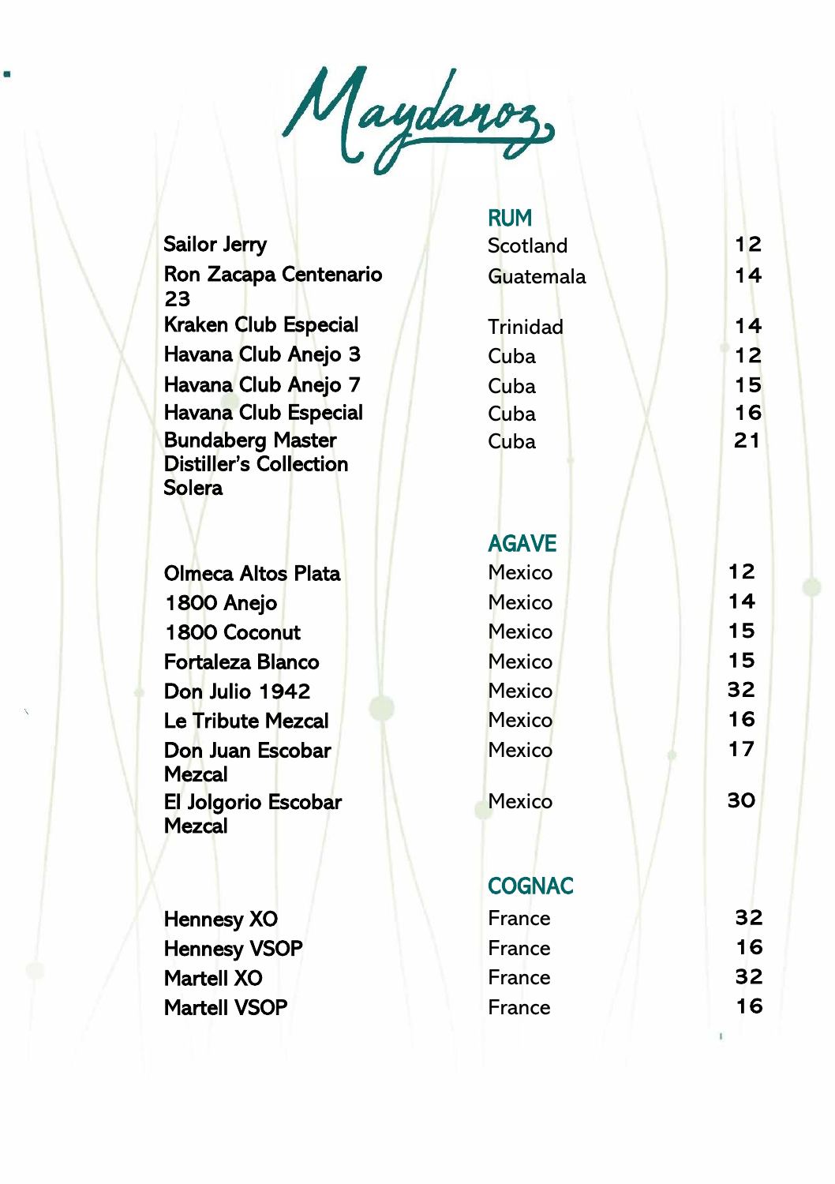# Maydanoz

## RUM

| | | |
|---|---|---|
| Sailor Jerry | Scotland | 12 |
| Ron Zacapa Centenario 23 | Guatemala | 14 |
| Kraken Club Especial | Trinidad | 14 |
| Havana Club Anejo 3 | Cuba | 12 |
| Havana Club Anejo 7 | Cuba | 15 |
| Havana Club Especial | Cuba | 16 |
| Bundaberg Master Distiller's Collection Solera | Cuba | 21 |

## AGAVE

| | | |
|---|---|---|
| Olmeca Altos Plata | Mexico | 12 |
| 1800 Anejo | Mexico | 14 |
| 1800 Coconut | Mexico | 15 |
| Fortaleza Blanco | Mexico | 15 |
| Don Julio 1942 | Mexico | 32 |
| Le Tribute Mezcal | Mexico | 16 |
| Don Juan Escobar Mezcal | Mexico | 17 |
| El Jolgorio Escobar Mezcal | Mexico | 30 |

## COGNAC

| | | |
|---|---|---|
| Hennesy XO | France | 32 |
| Hennesy VSOP | France | 16 |
| Martell XO | France | 32 |
| Martell VSOP | France | 16 |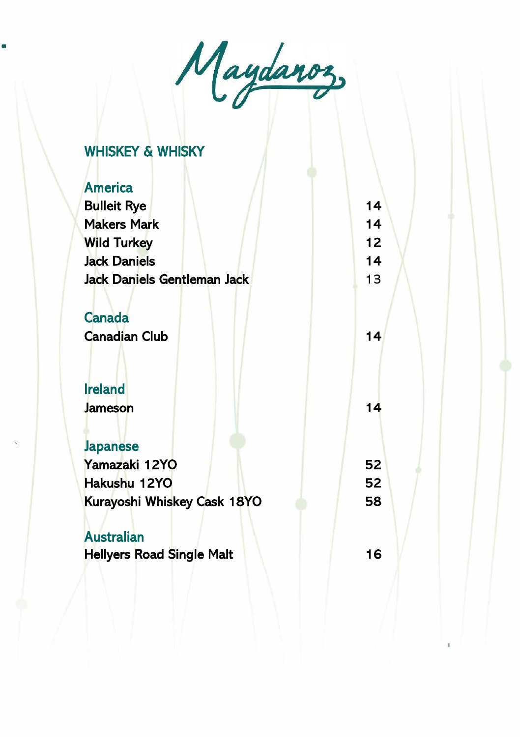# Maydanoz

## WHISKEY & WHISKY

### America

| | |
|---|---|
| Bulleit Rye | 14 |
| Makers Mark | 14 |
| Wild Turkey | 12 |
| Jack Daniels | 14 |
| Jack Daniels Gentleman Jack | 13 |

### Canada

| | |
|---|---|
| Canadian Club | 14 |

### Ireland

| | |
|---|---|
| Jameson | 14 |

### Japanese

| | |
|---|---|
| Yamazaki 12YO | 52 |
| Hakushu 12YO | 52 |
| Kurayoshi Whiskey Cask 18YO | 58 |

### Australian

| | |
|---|---|
| Hellyers Road Single Malt | 16 |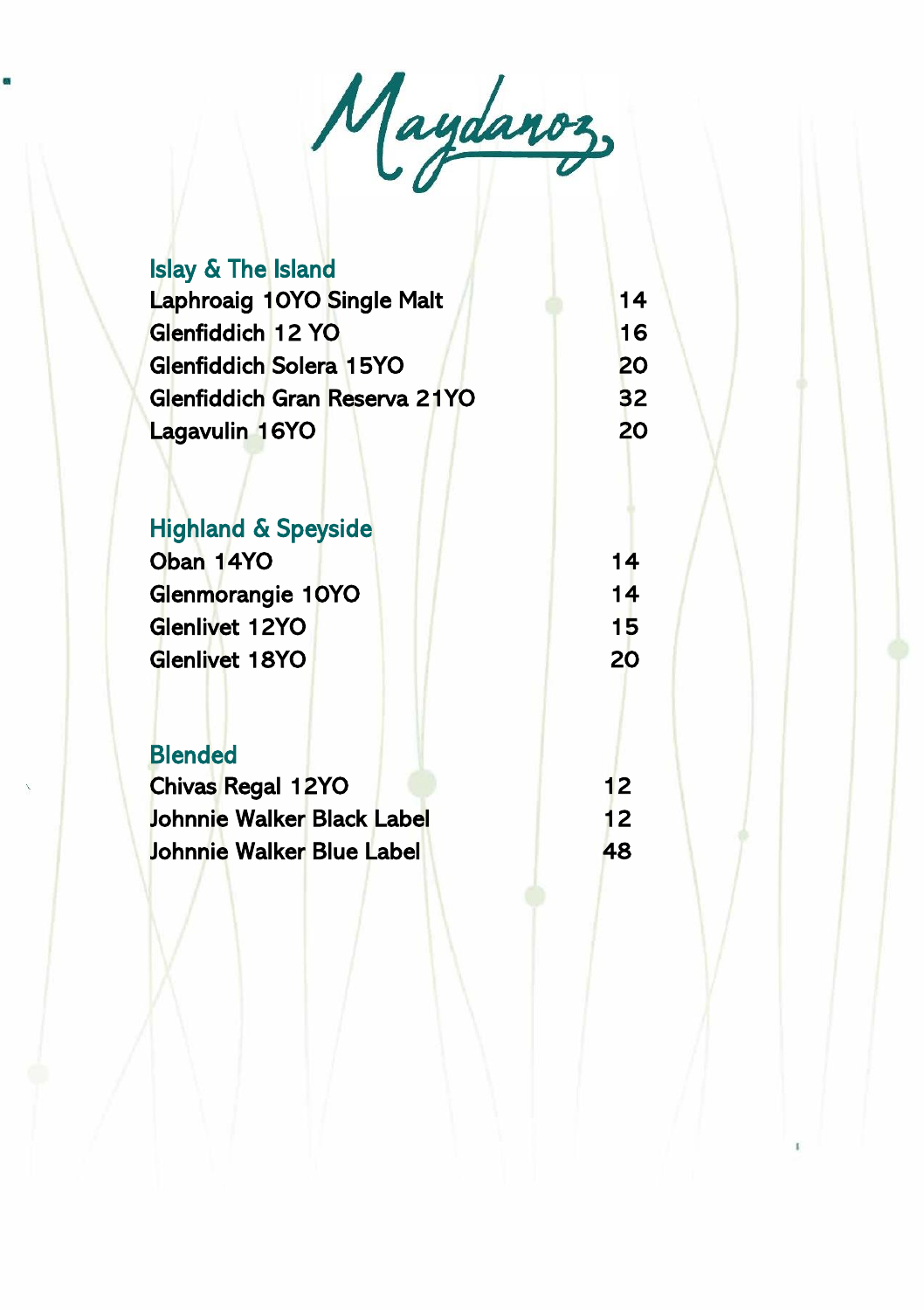# Maydanoz

## Islay & The Island

| Item | Price |
|---|---|
| Laphroaig 10YO Single Malt | 14 |
| Glenfiddich 12 YO | 16 |
| Glenfiddich Solera 15YO | 20 |
| Glenfiddich Gran Reserva 21YO | 32 |
| Lagavulin 16YO | 20 |

## Highland & Speyside

| Item | Price |
|---|---|
| Oban 14YO | 14 |
| Glenmorangie 10YO | 14 |
| Glenlivet 12YO | 15 |
| Glenlivet 18YO | 20 |

## Blended

| Item | Price |
|---|---|
| Chivas Regal 12YO | 12 |
| Johnnie Walker Black Label | 12 |
| Johnnie Walker Blue Label | 48 |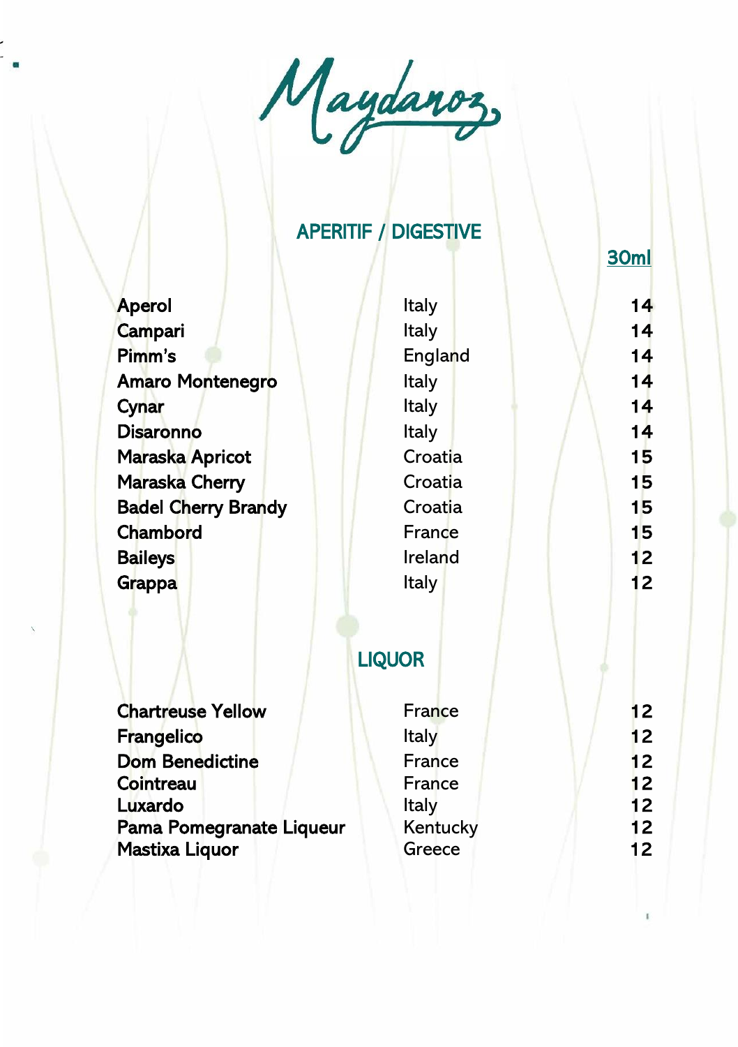# Maydanoz

## APERITIF / DIGESTIVE

| | | 30ml |
|---|---|---|
| **Aperol** | Italy | **14** |
| **Campari** | Italy | **14** |
| **Pimm's** | England | **14** |
| **Amaro Montenegro** | Italy | **14** |
| **Cynar** | Italy | **14** |
| **Disaronno** | Italy | **14** |
| **Maraska Apricot** | Croatia | **15** |
| **Maraska Cherry** | Croatia | **15** |
| **Badel Cherry Brandy** | Croatia | **15** |
| **Chambord** | France | **15** |
| **Baileys** | Ireland | **12** |
| **Grappa** | Italy | **12** |

## LIQUOR

| | | |
|---|---|---|
| **Chartreuse Yellow** | France | **12** |
| **Frangelico** | Italy | **12** |
| **Dom Benedictine** | France | **12** |
| **Cointreau** | France | **12** |
| **Luxardo** | Italy | **12** |
| **Pama Pomegranate Liqueur** | Kentucky | **12** |
| **Mastixa Liquor** | Greece | **12** |